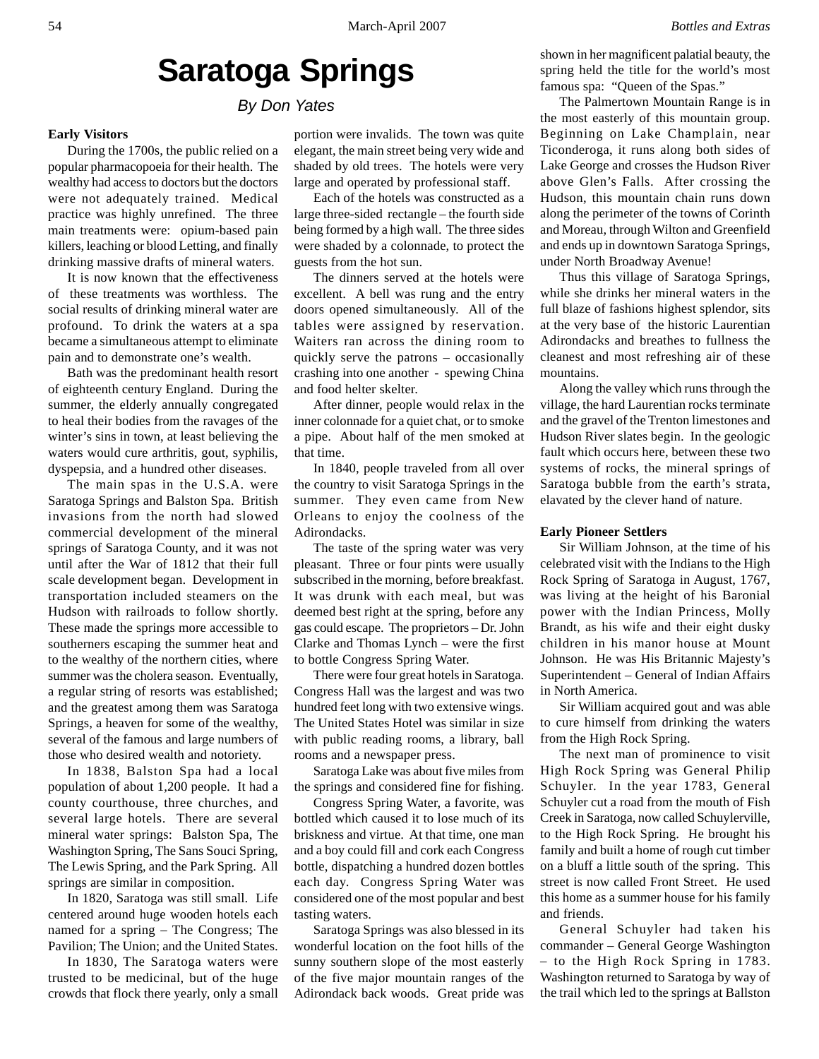# Saratoga Springs

*By Don Yates*

**Early Visitors**

During the 1700s, the public relied on a popular pharmacopoeia for their health. The wealthy had access to doctors but the doctors were not adequately trained. Medical practice was highly unrefined. The three main treatments were: opium-based pain killers, leaching or blood Letting, and finally drinking massive drafts of mineral waters.

It is now known that the effectiveness of these treatments was worthless. The social results of drinking mineral water are profound. To drink the waters at a spa became a simultaneous attempt to eliminate pain and to demonstrate one's wealth.

Bath was the predominant health resort of eighteenth century England. During the summer, the elderly annually congregated to heal their bodies from the ravages of the winter's sins in town, at least believing the waters would cure arthritis, gout, syphilis, dyspepsia, and a hundred other diseases.

The main spas in the U.S.A. were Saratoga Springs and Balston Spa. British invasions from the north had slowed commercial development of the mineral springs of Saratoga County, and it was not until after the War of 1812 that their full scale development began. Development in transportation included steamers on the Hudson with railroads to follow shortly. These made the springs more accessible to southerners escaping the summer heat and to the wealthy of the northern cities, where summer was the cholera season. Eventually, a regular string of resorts was established; and the greatest among them was Saratoga Springs, a heaven for some of the wealthy, several of the famous and large numbers of those who desired wealth and notoriety.

In 1838, Balston Spa had a local population of about 1,200 people. It had a county courthouse, three churches, and several large hotels. There are several mineral water springs: Balston Spa, The Washington Spring, The Sans Souci Spring, The Lewis Spring, and the Park Spring. All springs are similar in composition.

In 1820, Saratoga was still small. Life centered around huge wooden hotels each named for a spring – The Congress; The Pavilion; The Union; and the United States.

In 1830, The Saratoga waters were trusted to be medicinal, but of the huge crowds that flock there yearly, only a small portion were invalids. The town was quite elegant, the main street being very wide and shaded by old trees. The hotels were very large and operated by professional staff.

Each of the hotels was constructed as a large three-sided rectangle – the fourth side being formed by a high wall. The three sides were shaded by a colonnade, to protect the guests from the hot sun.

The dinners served at the hotels were excellent. A bell was rung and the entry doors opened simultaneously. All of the tables were assigned by reservation. Waiters ran across the dining room to quickly serve the patrons – occasionally crashing into one another - spewing China and food helter skelter.

After dinner, people would relax in the inner colonnade for a quiet chat, or to smoke a pipe. About half of the men smoked at that time.

In 1840, people traveled from all over the country to visit Saratoga Springs in the summer. They even came from New Orleans to enjoy the coolness of the Adirondacks.

The taste of the spring water was very pleasant. Three or four pints were usually subscribed in the morning, before breakfast. It was drunk with each meal, but was deemed best right at the spring, before any gas could escape. The proprietors – Dr. John Clarke and Thomas Lynch – were the first to bottle Congress Spring Water.

There were four great hotels in Saratoga. Congress Hall was the largest and was two hundred feet long with two extensive wings. The United States Hotel was similar in size with public reading rooms, a library, ball rooms and a newspaper press.

Saratoga Lake was about five miles from the springs and considered fine for fishing.

Congress Spring Water, a favorite, was bottled which caused it to lose much of its briskness and virtue. At that time, one man and a boy could fill and cork each Congress bottle, dispatching a hundred dozen bottles each day. Congress Spring Water was considered one of the most popular and best tasting waters.

Saratoga Springs was also blessed in its wonderful location on the foot hills of the sunny southern slope of the most easterly of the five major mountain ranges of the Adirondack back woods. Great pride was shown in her magnificent palatial beauty, the spring held the title for the world's most famous spa: "Queen of the Spas."

The Palmertown Mountain Range is in the most easterly of this mountain group. Beginning on Lake Champlain, near Ticonderoga, it runs along both sides of Lake George and crosses the Hudson River above Glen's Falls. After crossing the Hudson, this mountain chain runs down along the perimeter of the towns of Corinth and Moreau, through Wilton and Greenfield and ends up in downtown Saratoga Springs, under North Broadway Avenue!

Thus this village of Saratoga Springs, while she drinks her mineral waters in the full blaze of fashions highest splendor, sits at the very base of the historic Laurentian Adirondacks and breathes to fullness the cleanest and most refreshing air of these mountains.

Along the valley which runs through the village, the hard Laurentian rocks terminate and the gravel of the Trenton limestones and Hudson River slates begin. In the geologic fault which occurs here, between these two systems of rocks, the mineral springs of Saratoga bubble from the earth's strata, elavated by the clever hand of nature.

**Early Pioneer Settlers**

Sir William Johnson, at the time of his celebrated visit with the Indians to the High Rock Spring of Saratoga in August, 1767, was living at the height of his Baronial power with the Indian Princess, Molly Brandt, as his wife and their eight dusky children in his manor house at Mount Johnson. He was His Britannic Majesty's Superintendent – General of Indian Affairs in North America.

Sir William acquired gout and was able to cure himself from drinking the waters from the High Rock Spring.

The next man of prominence to visit High Rock Spring was General Philip Schuyler. In the year 1783, General Schuyler cut a road from the mouth of Fish Creek in Saratoga, now called Schuylerville, to the High Rock Spring. He brought his family and built a home of rough cut timber on a bluff a little south of the spring. This street is now called Front Street. He used this home as a summer house for his family and friends.

General Schuyler had taken his commander – General George Washington – to the High Rock Spring in 1783. Washington returned to Saratoga by way of the trail which led to the springs at Ballston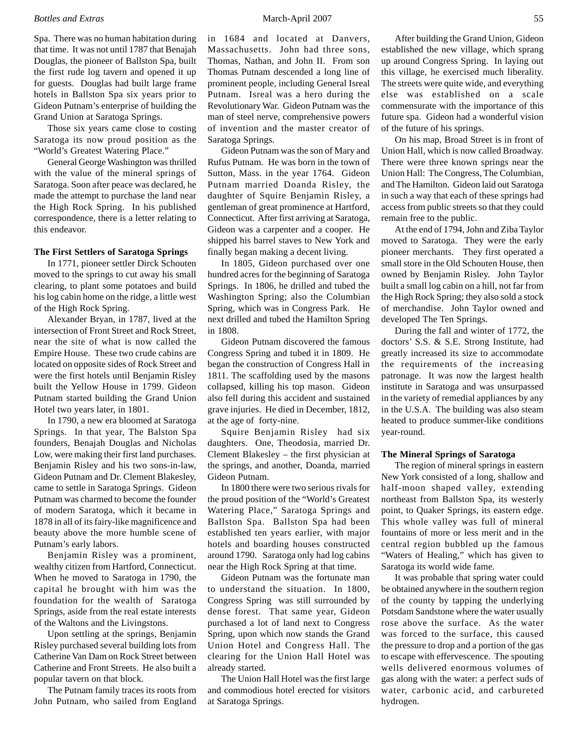Spa. There was no human habitation during that time. It was not until 1787 that Benajah Douglas, the pioneer of Ballston Spa, built the first rude log tavern and opened it up for guests. Douglas had built large frame hotels in Ballston Spa six years prior to Gideon Putnam's enterprise of building the Grand Union at Saratoga Springs.

Those six years came close to costing Saratoga its now proud position as the "World's Greatest Watering Place."

General George Washington was thrilled with the value of the mineral springs of Saratoga. Soon after peace was declared, he made the attempt to purchase the land near the High Rock Spring. In his published correspondence, there is a letter relating to this endeavor.

**The First Settlers of Saratoga Springs**

In 1771, pioneer settler Dirck Schouten moved to the springs to cut away his small clearing, to plant some potatoes and build his log cabin home on the ridge, a little west of the High Rock Spring.

Alexander Bryan, in 1787, lived at the intersection of Front Street and Rock Street, near the site of what is now called the Empire House. These two crude cabins are located on opposite sides of Rock Street and were the first hotels until Benjamin Risley built the Yellow House in 1799. Gideon Putnam started building the Grand Union Hotel two years later, in 1801.

In 1790, a new era bloomed at Saratoga Springs. In that year, The Balston Spa founders, Benajah Douglas and Nicholas Low, were making their first land purchases. Benjamin Risley and his two sons-in-law, Gideon Putnam and Dr. Clement Blakesley, came to settle in Saratoga Springs. Gideon Putnam was charmed to become the founder of modern Saratoga, which it became in 1878 in all of its fairy-like magnificence and beauty above the more humble scene of Putnam's early labors.

Benjamin Risley was a prominent, wealthy citizen from Hartford, Connecticut. When he moved to Saratoga in 1790, the capital he brought with him was the foundation for the wealth of Saratoga Springs, aside from the real estate interests of the Waltons and the Livingstons.

Upon settling at the springs, Benjamin Risley purchased several building lots from Catherine Van Dam on Rock Street between Catherine and Front Streets. He also built a popular tavern on that block.

The Putnam family traces its roots from John Putnam, who sailed from England in 1684 and located at Danvers, Massachusetts. John had three sons, Thomas, Nathan, and John II. From son Thomas Putnam descended a long line of prominent people, including General Isreal Putnam. Isreal was a hero during the Revolutionary War. Gideon Putnam was the man of steel nerve, comprehensive powers of invention and the master creator of Saratoga Springs.

Gideon Putnam was the son of Mary and Rufus Putnam. He was born in the town of Sutton, Mass. in the year 1764. Gideon Putnam married Doanda Risley, the daughter of Squire Benjamin Risley, a gentleman of great prominence at Hartford, Connecticut. After first arriving at Saratoga, Gideon was a carpenter and a cooper. He shipped his barrel staves to New York and finally began making a decent living.

In 1805, Gideon purchased over one hundred acres for the beginning of Saratoga Springs. In 1806, he drilled and tubed the Washington Spring; also the Columbian Spring, which was in Congress Park. He next drilled and tubed the Hamilton Spring in 1808.

Gideon Putnam discovered the famous Congress Spring and tubed it in 1809. He began the construction of Congress Hall in 1811. The scaffolding used by the masons collapsed, killing his top mason. Gideon also fell during this accident and sustained grave injuries. He died in December, 1812, at the age of forty-nine.

Squire Benjamin Risley had six daughters. One, Theodosia, married Dr. Clement Blakesley – the first physician at the springs, and another, Doanda, married Gideon Putnam.

In 1800 there were two serious rivals for the proud position of the "World's Greatest Watering Place," Saratoga Springs and Ballston Spa. Ballston Spa had been established ten years earlier, with major hotels and boarding houses constructed around 1790. Saratoga only had log cabins near the High Rock Spring at that time.

Gideon Putnam was the fortunate man to understand the situation. In 1800, Congress Spring was still surrounded by dense forest. That same year, Gideon purchased a lot of land next to Congress Spring, upon which now stands the Grand Union Hotel and Congress Hall. The clearing for the Union Hall Hotel was already started.

The Union Hall Hotel was the first large and commodious hotel erected for visitors at Saratoga Springs.

After building the Grand Union, Gideon established the new village, which sprang up around Congress Spring. In laying out this village, he exercised much liberality. The streets were quite wide, and everything else was established on a scale commensurate with the importance of this future spa. Gideon had a wonderful vision of the future of his springs.

On his map, Broad Street is in front of Union Hall, which is now called Broadway. There were three known springs near the Union Hall: The Congress, The Columbian, and The Hamilton. Gideon laid out Saratoga in such a way that each of these springs had access from public streets so that they could remain free to the public.

At the end of 1794, John and Ziba Taylor moved to Saratoga. They were the early pioneer merchants. They first operated a small store in the Old Schouten House, then owned by Benjamin Risley. John Taylor built a small log cabin on a hill, not far from the High Rock Spring; they also sold a stock of merchandise. John Taylor owned and developed The Ten Springs.

During the fall and winter of 1772, the doctors' S.S. & S.E. Strong Institute, had greatly increased its size to accommodate the requirements of the increasing patronage. It was now the largest health institute in Saratoga and was unsurpassed in the variety of remedial appliances by any in the U.S.A. The building was also steam heated to produce summer-like conditions year-round.

**The Mineral Springs of Saratoga**

The region of mineral springs in eastern New York consisted of a long, shallow and half-moon shaped valley, extending northeast from Ballston Spa, its westerly point, to Quaker Springs, its eastern edge. This whole valley was full of mineral fountains of more or less merit and in the central region bubbled up the famous "Waters of Healing," which has given to Saratoga its world wide fame.

It was probable that spring water could be obtained anywhere in the southern region of the county by tapping the underlying Potsdam Sandstone where the water usually rose above the surface. As the water was forced to the surface, this caused the pressure to drop and a portion of the gas to escape with effervescence. The spouting wells delivered enormous volumes of gas along with the water: a perfect suds of water, carbonic acid, and carbureted hydrogen.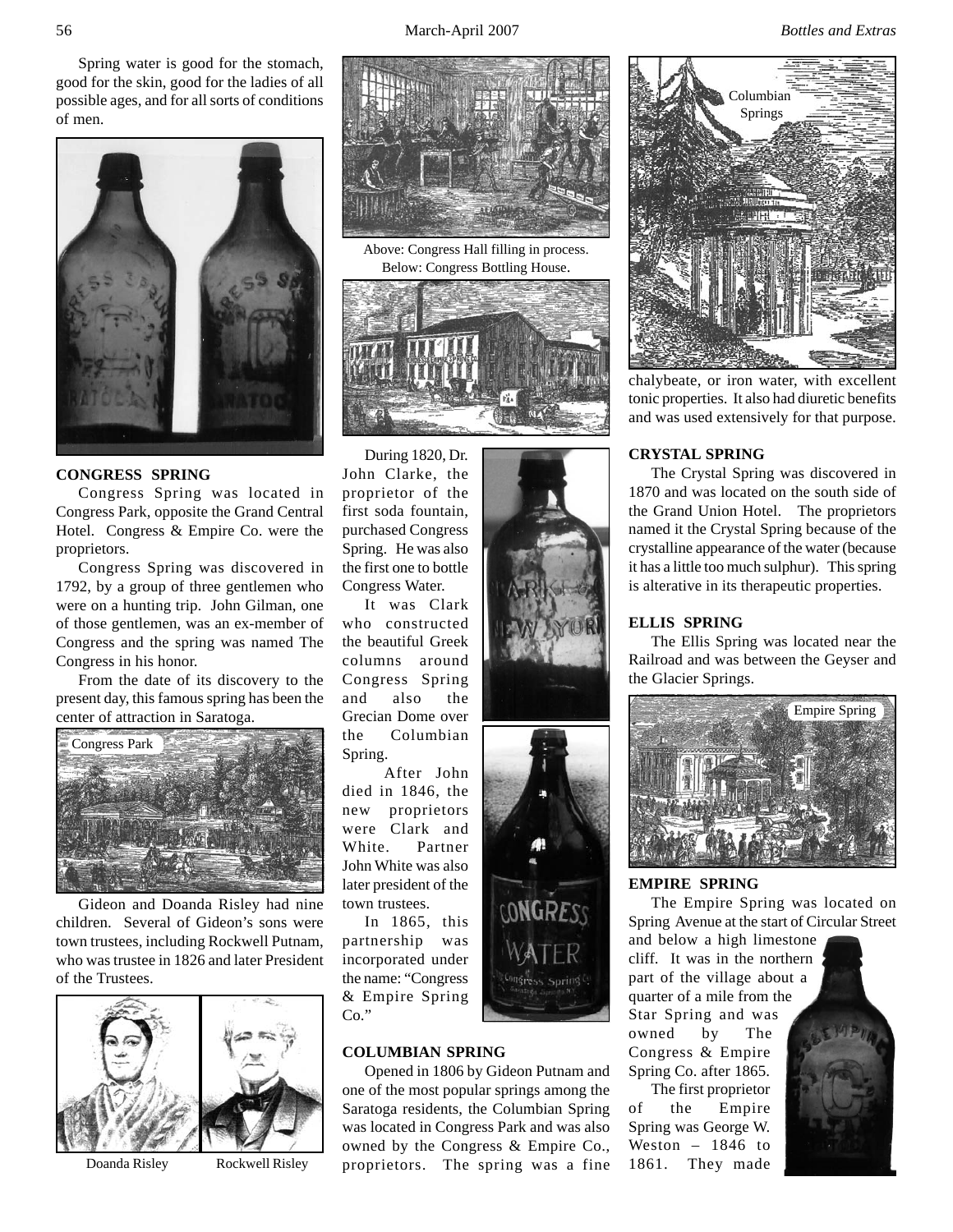Spring water is good for the stomach, good for the skin, good for the ladies of all possible ages, and for all sorts of conditions of men.

## CONGRESS SPRING

Congress Spring was located in Congress Park, opposite the Grand Central Hotel. Congress & Empire Co. were the proprietors.

Congress Spring was discovered in 1792, by a group of three gentlemen who were on a hunting trip. John Gilman, one of those gentlemen, was an ex-member of Congress and the spring was named The Congress in his honor.

From the date of its discovery to the present day, this famous spring has been the center of attraction in Saratoga.

Congress Park

Gideon and Doanda Risley had nine children. Several of Gideon's sons were town trustees, including Rockwell Putnam, who was trustee in 1826 and later President of the Trustees.

Doanda Risley — Rockwell Risley

Above: Congress Hall filling in process.
Below: Congress Bottling House.

During 1820, Dr. John Clarke, the proprietor of the first soda fountain, purchased Congress Spring. He was also the first one to bottle Congress Water.

It was Clark who constructed the beautiful Greek columns around Congress Spring and also the Grecian Dome over the Columbian Spring.

After John died in 1846, the new proprietors were Clark and White. Partner John White was also later president of the town trustees.

In 1865, this partnership was incorporated under the name: "Congress & Empire Spring Co."

## COLUMBIAN SPRING

Opened in 1806 by Gideon Putnam and one of the most popular springs among the Saratoga residents, the Columbian Spring was located in Congress Park and was also owned by the Congress & Empire Co., proprietors. The spring was a fine chalybeate, or iron water, with excellent tonic properties. It also had diuretic benefits and was used extensively for that purpose.

Columbian Springs

## CRYSTAL SPRING

The Crystal Spring was discovered in 1870 and was located on the south side of the Grand Union Hotel. The proprietors named it the Crystal Spring because of the crystalline appearance of the water (because it has a little too much sulphur). This spring is alterative in its therapeutic properties.

## ELLIS SPRING

The Ellis Spring was located near the Railroad and was between the Geyser and the Glacier Springs.

Empire Spring

## EMPIRE SPRING

The Empire Spring was located on Spring Avenue at the start of Circular Street and below a high limestone cliff. It was in the northern part of the village about a quarter of a mile from the Star Spring and was owned by The Congress & Empire Spring Co. after 1865.

The first proprietor of the Empire Spring was George W. Weston – 1846 to 1861. They made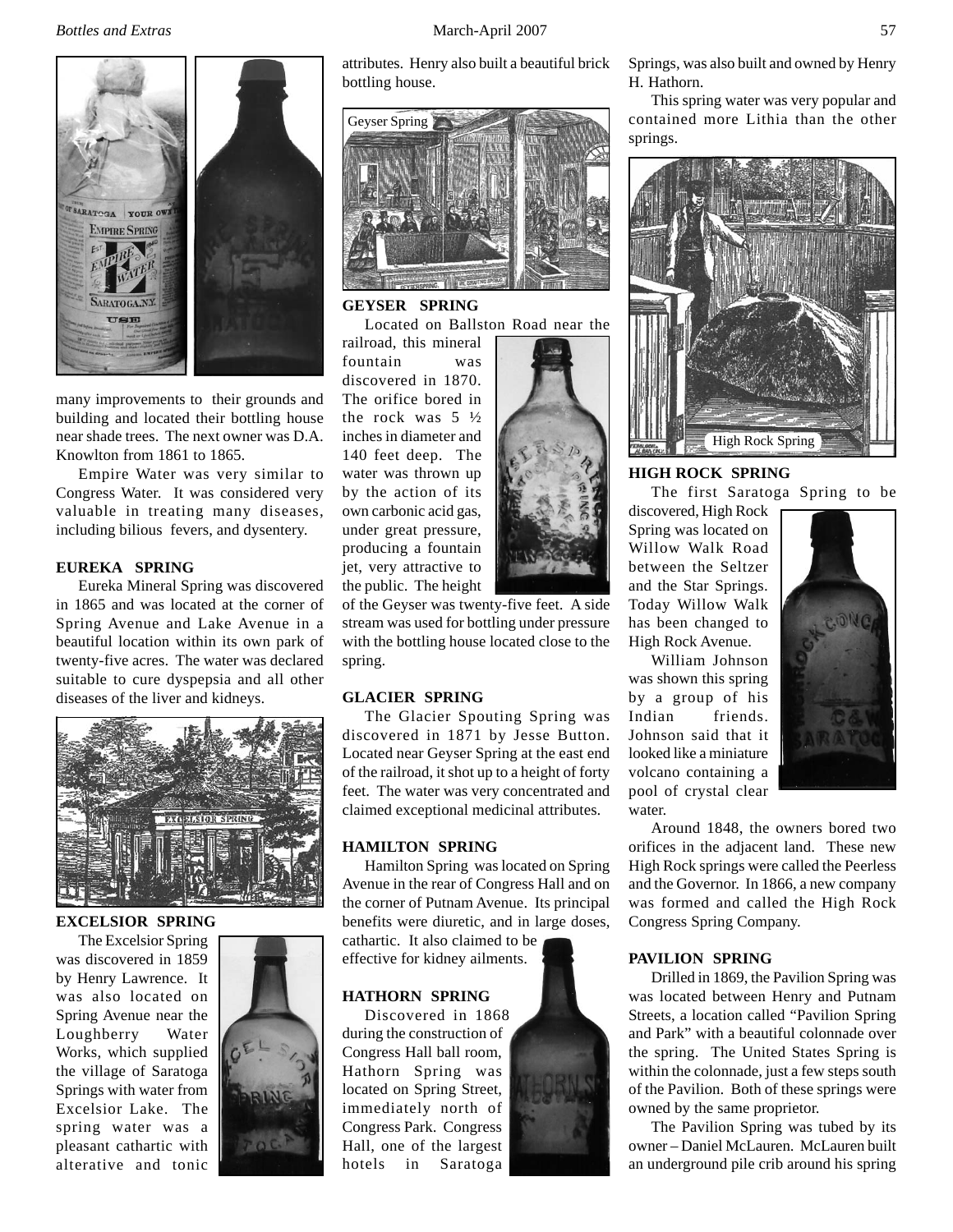many improvements to their grounds and building and located their bottling house near shade trees. The next owner was D.A. Knowlton from 1861 to 1865.

Empire Water was very similar to Congress Water. It was considered very valuable in treating many diseases, including bilious fevers, and dysentery.

**EUREKA SPRING**

Eureka Mineral Spring was discovered in 1865 and was located at the corner of Spring Avenue and Lake Avenue in a beautiful location within its own park of twenty-five acres. The water was declared suitable to cure dyspepsia and all other diseases of the liver and kidneys.

**EXCELSIOR SPRING**

The Excelsior Spring was discovered in 1859 by Henry Lawrence. It was also located on Spring Avenue near the Loughberry Water Works, which supplied the village of Saratoga Springs with water from Excelsior Lake. The spring water was a pleasant cathartic with alterative and tonic attributes. Henry also built a beautiful brick bottling house.

Geyser Spring

**GEYSER SPRING**

Located on Ballston Road near the railroad, this mineral fountain was discovered in 1870. The orifice bored in the rock was 5 ½ inches in diameter and 140 feet deep. The water was thrown up by the action of its own carbonic acid gas, under great pressure, producing a fountain jet, very attractive to the public. The height of the Geyser was twenty-five feet. A side stream was used for bottling under pressure with the bottling house located close to the spring.

**GLACIER SPRING**

The Glacier Spouting Spring was discovered in 1871 by Jesse Button. Located near Geyser Spring at the east end of the railroad, it shot up to a height of forty feet. The water was very concentrated and claimed exceptional medicinal attributes.

**HAMILTON SPRING**

Hamilton Spring was located on Spring Avenue in the rear of Congress Hall and on the corner of Putnam Avenue. Its principal benefits were diuretic, and in large doses, cathartic. It also claimed to be effective for kidney ailments.

**HATHORN SPRING**

Discovered in 1868 during the construction of Congress Hall ball room, Hathorn Spring was located on Spring Street, immediately north of Congress Park. Congress Hall, one of the largest hotels in Saratoga Springs, was also built and owned by Henry H. Hathorn.

This spring water was very popular and contained more Lithia than the other springs.

High Rock Spring

**HIGH ROCK SPRING**

The first Saratoga Spring to be discovered, High Rock Spring was located on Willow Walk Road between the Seltzer and the Star Springs. Today Willow Walk has been changed to High Rock Avenue.

William Johnson was shown this spring by a group of his Indian friends. Johnson said that it looked like a miniature volcano containing a pool of crystal clear water.

Around 1848, the owners bored two orifices in the adjacent land. These new High Rock springs were called the Peerless and the Governor. In 1866, a new company was formed and called the High Rock Congress Spring Company.

**PAVILION SPRING**

Drilled in 1869, the Pavilion Spring was was located between Henry and Putnam Streets, a location called "Pavilion Spring and Park" with a beautiful colonnade over the spring. The United States Spring is within the colonnade, just a few steps south of the Pavilion. Both of these springs were owned by the same proprietor.

The Pavilion Spring was tubed by its owner – Daniel McLauren. McLauren built an underground pile crib around his spring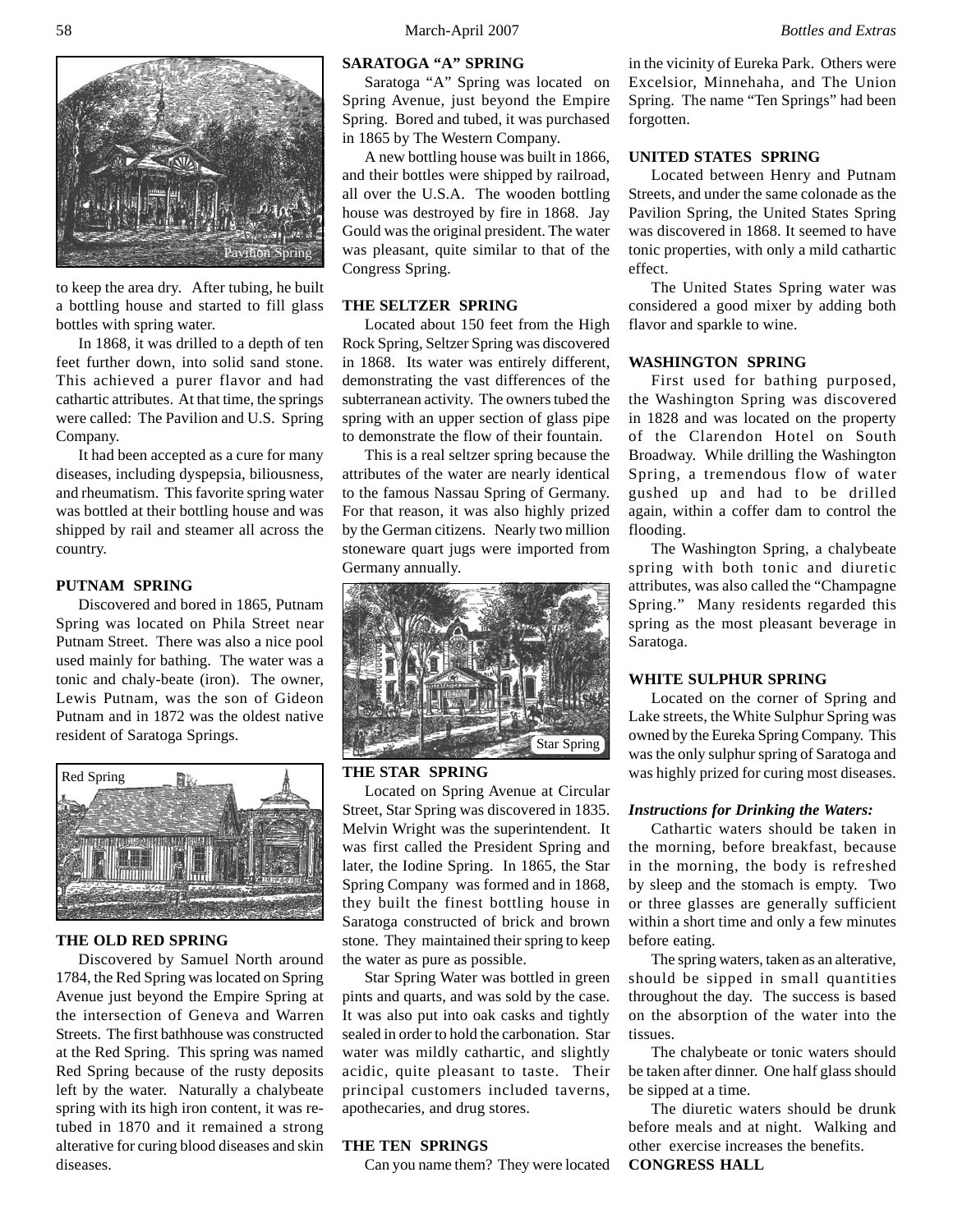to keep the area dry. After tubing, he built a bottling house and started to fill glass bottles with spring water.

In 1868, it was drilled to a depth of ten feet further down, into solid sand stone. This achieved a purer flavor and had cathartic attributes. At that time, the springs were called: The Pavilion and U.S. Spring Company.

It had been accepted as a cure for many diseases, including dyspepsia, biliousness, and rheumatism. This favorite spring water was bottled at their bottling house and was shipped by rail and steamer all across the country.

Pavilion Spring

### PUTNAM SPRING

Discovered and bored in 1865, Putnam Spring was located on Phila Street near Putnam Street. There was also a nice pool used mainly for bathing. The water was a tonic and chaly-beate (iron). The owner, Lewis Putnam, was the son of Gideon Putnam and in 1872 was the oldest native resident of Saratoga Springs.

Red Spring

### THE OLD RED SPRING

Discovered by Samuel North around 1784, the Red Spring was located on Spring Avenue just beyond the Empire Spring at the intersection of Geneva and Warren Streets. The first bathhouse was constructed at the Red Spring. This spring was named Red Spring because of the rusty deposits left by the water. Naturally a chalybeate spring with its high iron content, it was re-tubed in 1870 and it remained a strong alterative for curing blood diseases and skin diseases.

### SARATOGA "A" SPRING

Saratoga "A" Spring was located on Spring Avenue, just beyond the Empire Spring. Bored and tubed, it was purchased in 1865 by The Western Company.

A new bottling house was built in 1866, and their bottles were shipped by railroad, all over the U.S.A. The wooden bottling house was destroyed by fire in 1868. Jay Gould was the original president. The water was pleasant, quite similar to that of the Congress Spring.

### THE SELTZER SPRING

Located about 150 feet from the High Rock Spring, Seltzer Spring was discovered in 1868. Its water was entirely different, demonstrating the vast differences of the subterranean activity. The owners tubed the spring with an upper section of glass pipe to demonstrate the flow of their fountain.

This is a real seltzer spring because the attributes of the water are nearly identical to the famous Nassau Spring of Germany. For that reason, it was also highly prized by the German citizens. Nearly two million stoneware quart jugs were imported from Germany annually.

Star Spring

### THE STAR SPRING

Located on Spring Avenue at Circular Street, Star Spring was discovered in 1835. Melvin Wright was the superintendent. It was first called the President Spring and later, the Iodine Spring. In 1865, the Star Spring Company was formed and in 1868, they built the finest bottling house in Saratoga constructed of brick and brown stone. They maintained their spring to keep the water as pure as possible.

Star Spring Water was bottled in green pints and quarts, and was sold by the case. It was also put into oak casks and tightly sealed in order to hold the carbonation. Star water was mildly cathartic, and slightly acidic, quite pleasant to taste. Their principal customers included taverns, apothecaries, and drug stores.

### THE TEN SPRINGS

Can you name them? They were located in the vicinity of Eureka Park. Others were Excelsior, Minnehaha, and The Union Spring. The name "Ten Springs" had been forgotten.

### UNITED STATES SPRING

Located between Henry and Putnam Streets, and under the same colonade as the Pavilion Spring, the United States Spring was discovered in 1868. It seemed to have tonic properties, with only a mild cathartic effect.

The United States Spring water was considered a good mixer by adding both flavor and sparkle to wine.

### WASHINGTON SPRING

First used for bathing purposed, the Washington Spring was discovered in 1828 and was located on the property of the Clarendon Hotel on South Broadway. While drilling the Washington Spring, a tremendous flow of water gushed up and had to be drilled again, within a coffer dam to control the flooding.

The Washington Spring, a chalybeate spring with both tonic and diuretic attributes, was also called the "Champagne Spring." Many residents regarded this spring as the most pleasant beverage in Saratoga.

### WHITE SULPHUR SPRING

Located on the corner of Spring and Lake streets, the White Sulphur Spring was owned by the Eureka Spring Company. This was the only sulphur spring of Saratoga and was highly prized for curing most diseases.

***Instructions for Drinking the Waters:***

Cathartic waters should be taken in the morning, before breakfast, because in the morning, the body is refreshed by sleep and the stomach is empty. Two or three glasses are generally sufficient within a short time and only a few minutes before eating.

The spring waters, taken as an alterative, should be sipped in small quantities throughout the day. The success is based on the absorption of the water into the tissues.

The chalybeate or tonic waters should be taken after dinner. One half glass should be sipped at a time.

The diuretic waters should be drunk before meals and at night. Walking and other exercise increases the benefits.

### CONGRESS HALL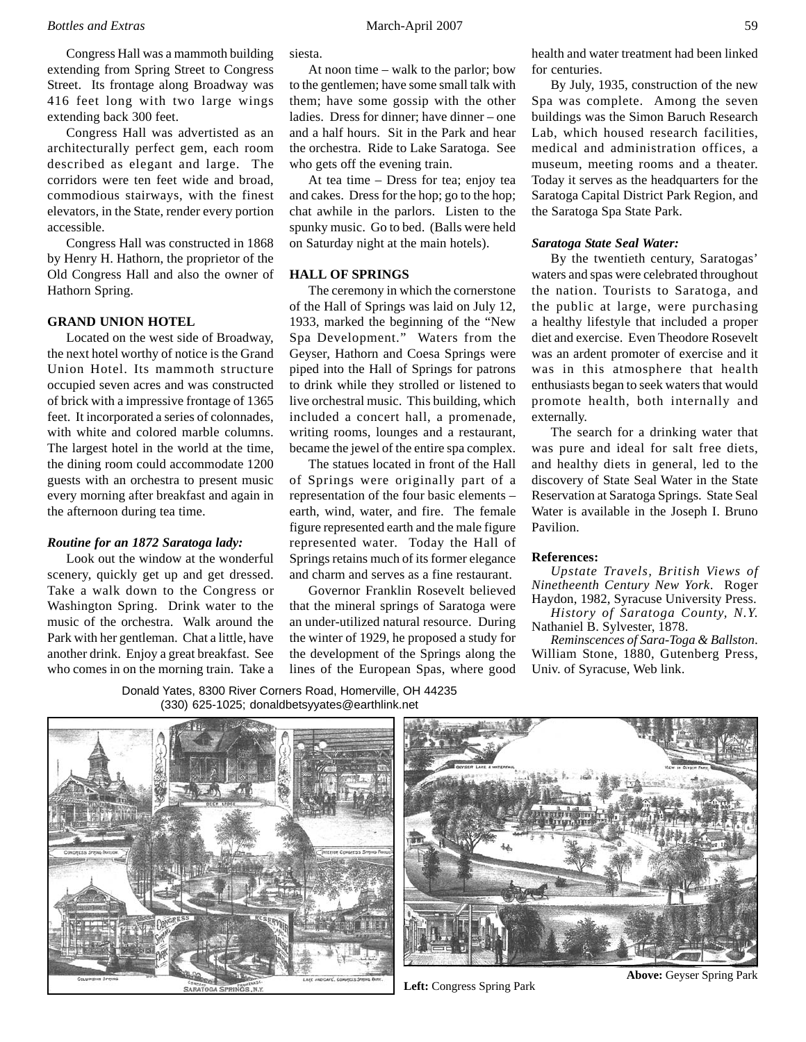Congress Hall was a mammoth building extending from Spring Street to Congress Street. Its frontage along Broadway was 416 feet long with two large wings extending back 300 feet.

Congress Hall was advertisted as an architecturally perfect gem, each room described as elegant and large. The corridors were ten feet wide and broad, commodious stairways, with the finest elevators, in the State, render every portion accessible.

Congress Hall was constructed in 1868 by Henry H. Hathorn, the proprietor of the Old Congress Hall and also the owner of Hathorn Spring.

**GRAND UNION HOTEL**

Located on the west side of Broadway, the next hotel worthy of notice is the Grand Union Hotel. Its mammoth structure occupied seven acres and was constructed of brick with a impressive frontage of 1365 feet. It incorporated a series of colonnades, with white and colored marble columns. The largest hotel in the world at the time, the dining room could accommodate 1200 guests with an orchestra to present music every morning after breakfast and again in the afternoon during tea time.

***Routine for an 1872 Saratoga lady:***

Look out the window at the wonderful scenery, quickly get up and get dressed. Take a walk down to the Congress or Washington Spring. Drink water to the music of the orchestra. Walk around the Park with her gentleman. Chat a little, have another drink. Enjoy a great breakfast. See who comes in on the morning train. Take a siesta.

At noon time – walk to the parlor; bow to the gentlemen; have some small talk with them; have some gossip with the other ladies. Dress for dinner; have dinner – one and a half hours. Sit in the Park and hear the orchestra. Ride to Lake Saratoga. See who gets off the evening train.

At tea time – Dress for tea; enjoy tea and cakes. Dress for the hop; go to the hop; chat awhile in the parlors. Listen to the spunky music. Go to bed. (Balls were held on Saturday night at the main hotels).

**HALL OF SPRINGS**

The ceremony in which the cornerstone of the Hall of Springs was laid on July 12, 1933, marked the beginning of the "New Spa Development." Waters from the Geyser, Hathorn and Coesa Springs were piped into the Hall of Springs for patrons to drink while they strolled or listened to live orchestral music. This building, which included a concert hall, a promenade, writing rooms, lounges and a restaurant, became the jewel of the entire spa complex.

The statues located in front of the Hall of Springs were originally part of a representation of the four basic elements – earth, wind, water, and fire. The female figure represented earth and the male figure represented water. Today the Hall of Springs retains much of its former elegance and charm and serves as a fine restaurant.

Governor Franklin Rosevelt believed that the mineral springs of Saratoga were an under-utilized natural resource. During the winter of 1929, he proposed a study for the development of the Springs along the lines of the European Spas, where good health and water treatment had been linked for centuries.

By July, 1935, construction of the new Spa was complete. Among the seven buildings was the Simon Baruch Research Lab, which housed research facilities, medical and administration offices, a museum, meeting rooms and a theater. Today it serves as the headquarters for the Saratoga Capital District Park Region, and the Saratoga Spa State Park.

***Saratoga State Seal Water:***

By the twentieth century, Saratogas' waters and spas were celebrated throughout the nation. Tourists to Saratoga, and the public at large, were purchasing a healthy lifestyle that included a proper diet and exercise. Even Theodore Rosevelt was an ardent promoter of exercise and it was in this atmosphere that health enthusiasts began to seek waters that would promote health, both internally and externally.

The search for a drinking water that was pure and ideal for salt free diets, and healthy diets in general, led to the discovery of State Seal Water in the State Reservation at Saratoga Springs. State Seal Water is available in the Joseph I. Bruno Pavilion.

**References:**

*Upstate Travels, British Views of Ninetheenth Century New York*. Roger Haydon, 1982, Syracuse University Press.

*History of Saratoga County, N.Y.* Nathaniel B. Sylvester, 1878.

*Reminscences of Sara-Toga & Ballston*. William Stone, 1880, Gutenberg Press, Univ. of Syracuse, Web link.

Donald Yates, 8300 River Corners Road, Homerville, OH 44235
(330) 625-1025; donaldbetsyyates@earthlink.net

**Left:** Congress Spring Park

**Above:** Geyser Spring Park